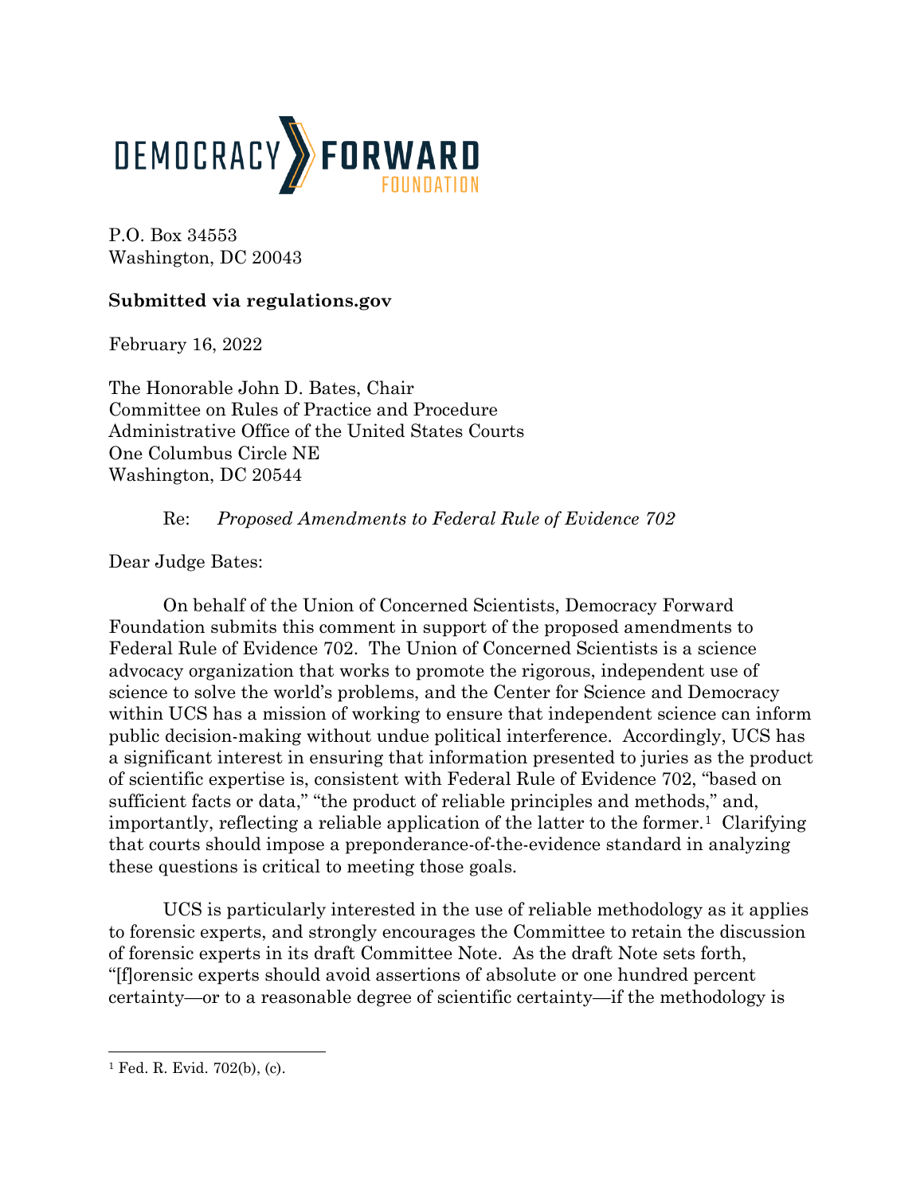DEMOCRACY FORWARD FOUNDATION

P.O. Box 34553
Washington, DC 20043

**Submitted via regulations.gov**

February 16, 2022

The Honorable John D. Bates, Chair
Committee on Rules of Practice and Procedure
Administrative Office of the United States Courts
One Columbus Circle NE
Washington, DC 20544

Re: *Proposed Amendments to Federal Rule of Evidence 702*

Dear Judge Bates:

On behalf of the Union of Concerned Scientists, Democracy Forward Foundation submits this comment in support of the proposed amendments to Federal Rule of Evidence 702. The Union of Concerned Scientists is a science advocacy organization that works to promote the rigorous, independent use of science to solve the world's problems, and the Center for Science and Democracy within UCS has a mission of working to ensure that independent science can inform public decision-making without undue political interference. Accordingly, UCS has a significant interest in ensuring that information presented to juries as the product of scientific expertise is, consistent with Federal Rule of Evidence 702, "based on sufficient facts or data," "the product of reliable principles and methods," and, importantly, reflecting a reliable application of the latter to the former.[1] Clarifying that courts should impose a preponderance-of-the-evidence standard in analyzing these questions is critical to meeting those goals.

UCS is particularly interested in the use of reliable methodology as it applies to forensic experts, and strongly encourages the Committee to retain the discussion of forensic experts in its draft Committee Note. As the draft Note sets forth, "[f]orensic experts should avoid assertions of absolute or one hundred percent certainty—or to a reasonable degree of scientific certainty—if the methodology is

[1] Fed. R. Evid. 702(b), (c).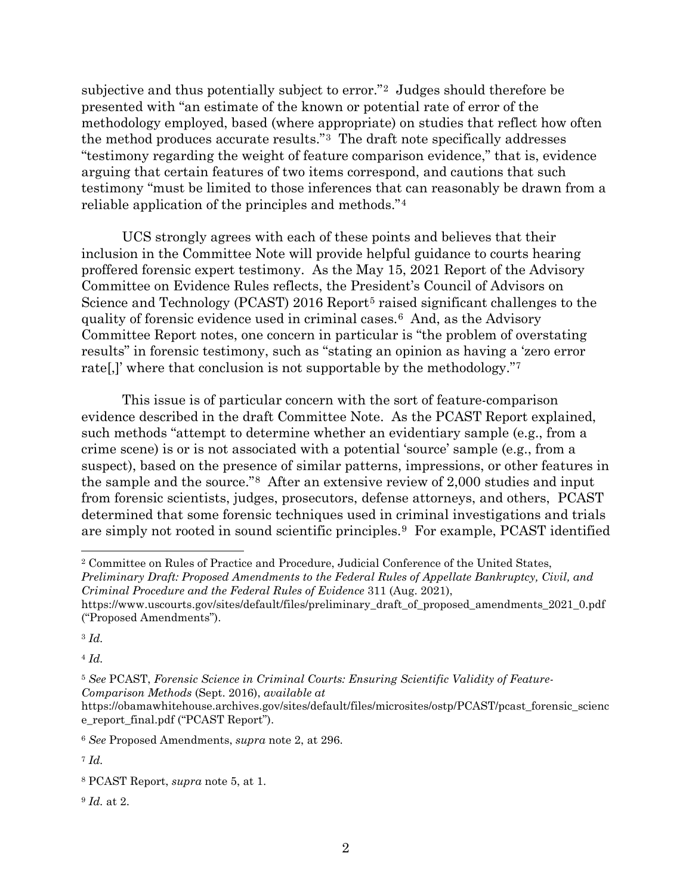subjective and thus potentially subject to error."[2] Judges should therefore be presented with "an estimate of the known or potential rate of error of the methodology employed, based (where appropriate) on studies that reflect how often the method produces accurate results."[3] The draft note specifically addresses "testimony regarding the weight of feature comparison evidence," that is, evidence arguing that certain features of two items correspond, and cautions that such testimony "must be limited to those inferences that can reasonably be drawn from a reliable application of the principles and methods."[4]

UCS strongly agrees with each of these points and believes that their inclusion in the Committee Note will provide helpful guidance to courts hearing proffered forensic expert testimony. As the May 15, 2021 Report of the Advisory Committee on Evidence Rules reflects, the President's Council of Advisors on Science and Technology (PCAST) 2016 Report[5] raised significant challenges to the quality of forensic evidence used in criminal cases.[6] And, as the Advisory Committee Report notes, one concern in particular is "the problem of overstating results" in forensic testimony, such as "stating an opinion as having a 'zero error rate[,]' where that conclusion is not supportable by the methodology."[7]

This issue is of particular concern with the sort of feature-comparison evidence described in the draft Committee Note. As the PCAST Report explained, such methods "attempt to determine whether an evidentiary sample (e.g., from a crime scene) is or is not associated with a potential 'source' sample (e.g., from a suspect), based on the presence of similar patterns, impressions, or other features in the sample and the source."[8] After an extensive review of 2,000 studies and input from forensic scientists, judges, prosecutors, defense attorneys, and others, PCAST determined that some forensic techniques used in criminal investigations and trials are simply not rooted in sound scientific principles.[9] For example, PCAST identified

---

[2] Committee on Rules of Practice and Procedure, Judicial Conference of the United States, *Preliminary Draft: Proposed Amendments to the Federal Rules of Appellate Bankruptcy, Civil, and Criminal Procedure and the Federal Rules of Evidence* 311 (Aug. 2021), https://www.uscourts.gov/sites/default/files/preliminary_draft_of_proposed_amendments_2021_0.pdf ("Proposed Amendments").

[3] *Id.*

[4] *Id.*

[5] *See* PCAST, *Forensic Science in Criminal Courts: Ensuring Scientific Validity of Feature-Comparison Methods* (Sept. 2016), *available at* https://obamawhitehouse.archives.gov/sites/default/files/microsites/ostp/PCAST/pcast_forensic_science_report_final.pdf ("PCAST Report").

[6] *See* Proposed Amendments, *supra* note 2, at 296.

[7] *Id.*

[8] PCAST Report, *supra* note 5, at 1.

[9] *Id.* at 2.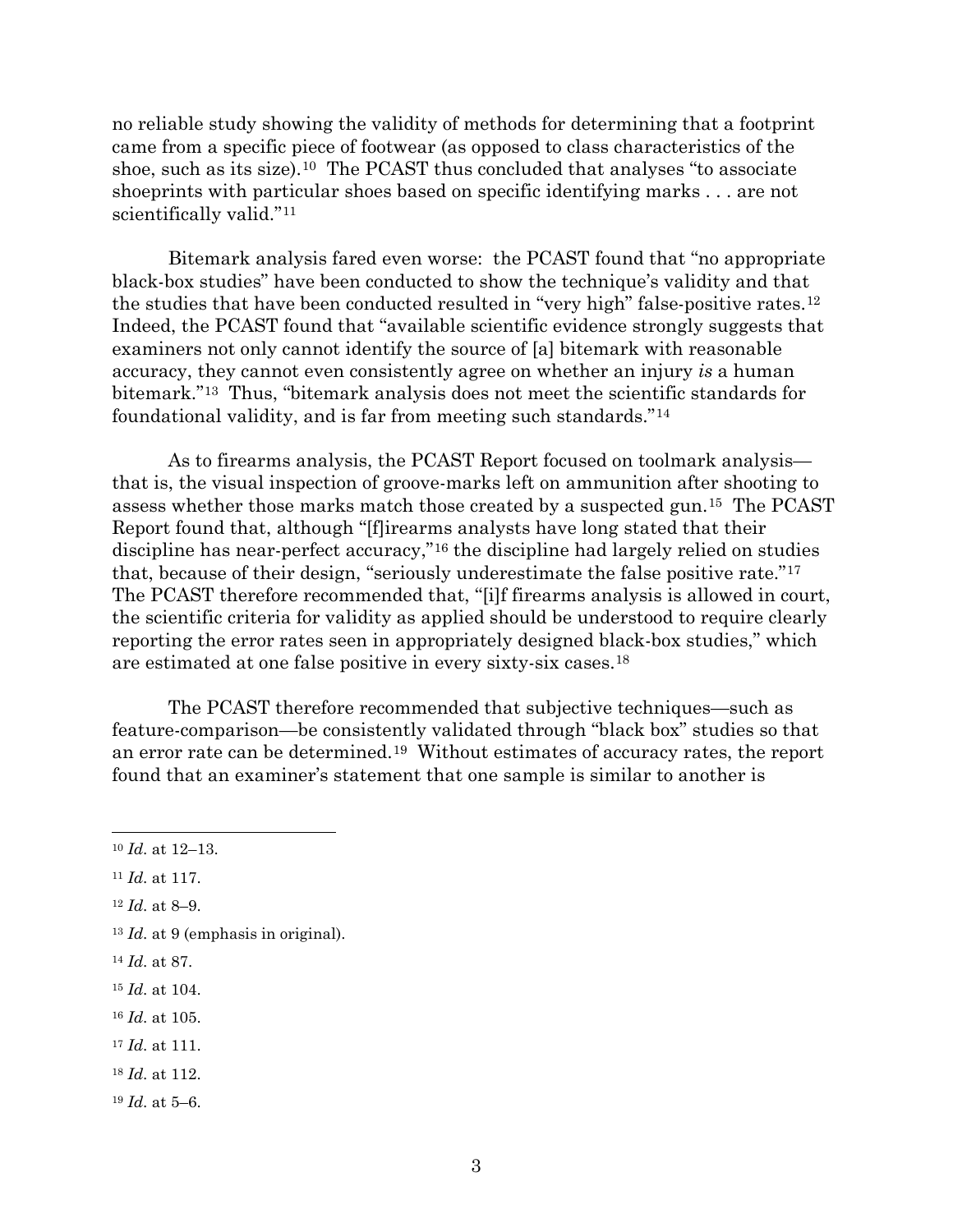no reliable study showing the validity of methods for determining that a footprint came from a specific piece of footwear (as opposed to class characteristics of the shoe, such as its size).[10] The PCAST thus concluded that analyses "to associate shoeprints with particular shoes based on specific identifying marks . . . are not scientifically valid."[11]

Bitemark analysis fared even worse: the PCAST found that "no appropriate black-box studies" have been conducted to show the technique's validity and that the studies that have been conducted resulted in "very high" false-positive rates.[12] Indeed, the PCAST found that "available scientific evidence strongly suggests that examiners not only cannot identify the source of [a] bitemark with reasonable accuracy, they cannot even consistently agree on whether an injury *is* a human bitemark."[13] Thus, "bitemark analysis does not meet the scientific standards for foundational validity, and is far from meeting such standards."[14]

As to firearms analysis, the PCAST Report focused on toolmark analysis—that is, the visual inspection of groove-marks left on ammunition after shooting to assess whether those marks match those created by a suspected gun.[15] The PCAST Report found that, although "[f]irearms analysts have long stated that their discipline has near-perfect accuracy,"[16] the discipline had largely relied on studies that, because of their design, "seriously underestimate the false positive rate."[17] The PCAST therefore recommended that, "[i]f firearms analysis is allowed in court, the scientific criteria for validity as applied should be understood to require clearly reporting the error rates seen in appropriately designed black-box studies," which are estimated at one false positive in every sixty-six cases.[18]

The PCAST therefore recommended that subjective techniques—such as feature-comparison—be consistently validated through "black box" studies so that an error rate can be determined.[19] Without estimates of accuracy rates, the report found that an examiner's statement that one sample is similar to another is

---

[10] *Id.* at 12–13.

[11] *Id.* at 117.

[12] *Id.* at 8–9.

[13] *Id.* at 9 (emphasis in original).

[14] *Id.* at 87.

[15] *Id.* at 104.

[16] *Id.* at 105.

[17] *Id.* at 111.

[18] *Id.* at 112.

[19] *Id.* at 5–6.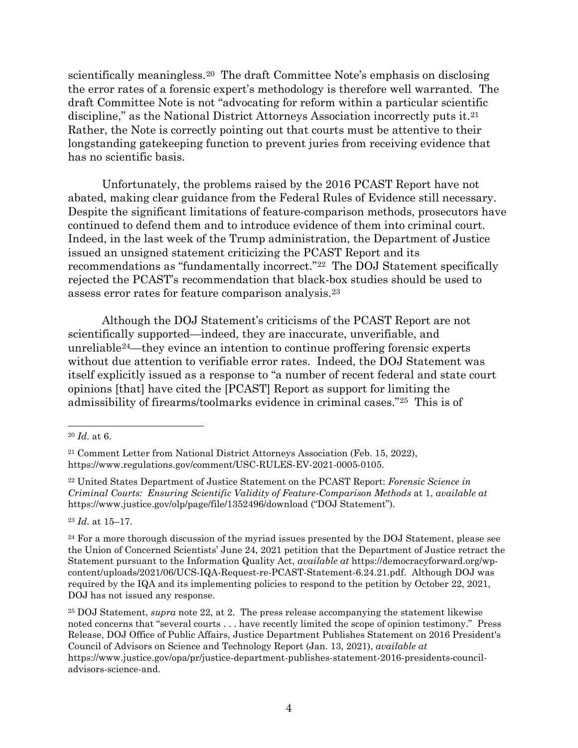scientifically meaningless.[20] The draft Committee Note's emphasis on disclosing the error rates of a forensic expert's methodology is therefore well warranted. The draft Committee Note is not "advocating for reform within a particular scientific discipline," as the National District Attorneys Association incorrectly puts it.[21] Rather, the Note is correctly pointing out that courts must be attentive to their longstanding gatekeeping function to prevent juries from receiving evidence that has no scientific basis.

Unfortunately, the problems raised by the 2016 PCAST Report have not abated, making clear guidance from the Federal Rules of Evidence still necessary. Despite the significant limitations of feature-comparison methods, prosecutors have continued to defend them and to introduce evidence of them into criminal court. Indeed, in the last week of the Trump administration, the Department of Justice issued an unsigned statement criticizing the PCAST Report and its recommendations as "fundamentally incorrect."[22] The DOJ Statement specifically rejected the PCAST's recommendation that black-box studies should be used to assess error rates for feature comparison analysis.[23]

Although the DOJ Statement's criticisms of the PCAST Report are not scientifically supported—indeed, they are inaccurate, unverifiable, and unreliable[24]—they evince an intention to continue proffering forensic experts without due attention to verifiable error rates. Indeed, the DOJ Statement was itself explicitly issued as a response to "a number of recent federal and state court opinions [that] have cited the [PCAST] Report as support for limiting the admissibility of firearms/toolmarks evidence in criminal cases."[25] This is of

---

[20] *Id.* at 6.

[21] Comment Letter from National District Attorneys Association (Feb. 15, 2022), https://www.regulations.gov/comment/USC-RULES-EV-2021-0005-0105.

[22] United States Department of Justice Statement on the PCAST Report: *Forensic Science in Criminal Courts: Ensuring Scientific Validity of Feature-Comparison Methods* at 1, *available at* https://www.justice.gov/olp/page/file/1352496/download ("DOJ Statement").

[23] *Id.* at 15–17.

[24] For a more thorough discussion of the myriad issues presented by the DOJ Statement, please see the Union of Concerned Scientists' June 24, 2021 petition that the Department of Justice retract the Statement pursuant to the Information Quality Act, *available at* https://democracyforward.org/wp-content/uploads/2021/06/UCS-IQA-Request-re-PCAST-Statement-6.24.21.pdf. Although DOJ was required by the IQA and its implementing policies to respond to the petition by October 22, 2021, DOJ has not issued any response.

[25] DOJ Statement, *supra* note 22, at 2. The press release accompanying the statement likewise noted concerns that "several courts . . . have recently limited the scope of opinion testimony." Press Release, DOJ Office of Public Affairs, Justice Department Publishes Statement on 2016 President's Council of Advisors on Science and Technology Report (Jan. 13, 2021), *available at* https://www.justice.gov/opa/pr/justice-department-publishes-statement-2016-presidents-council-advisors-science-and.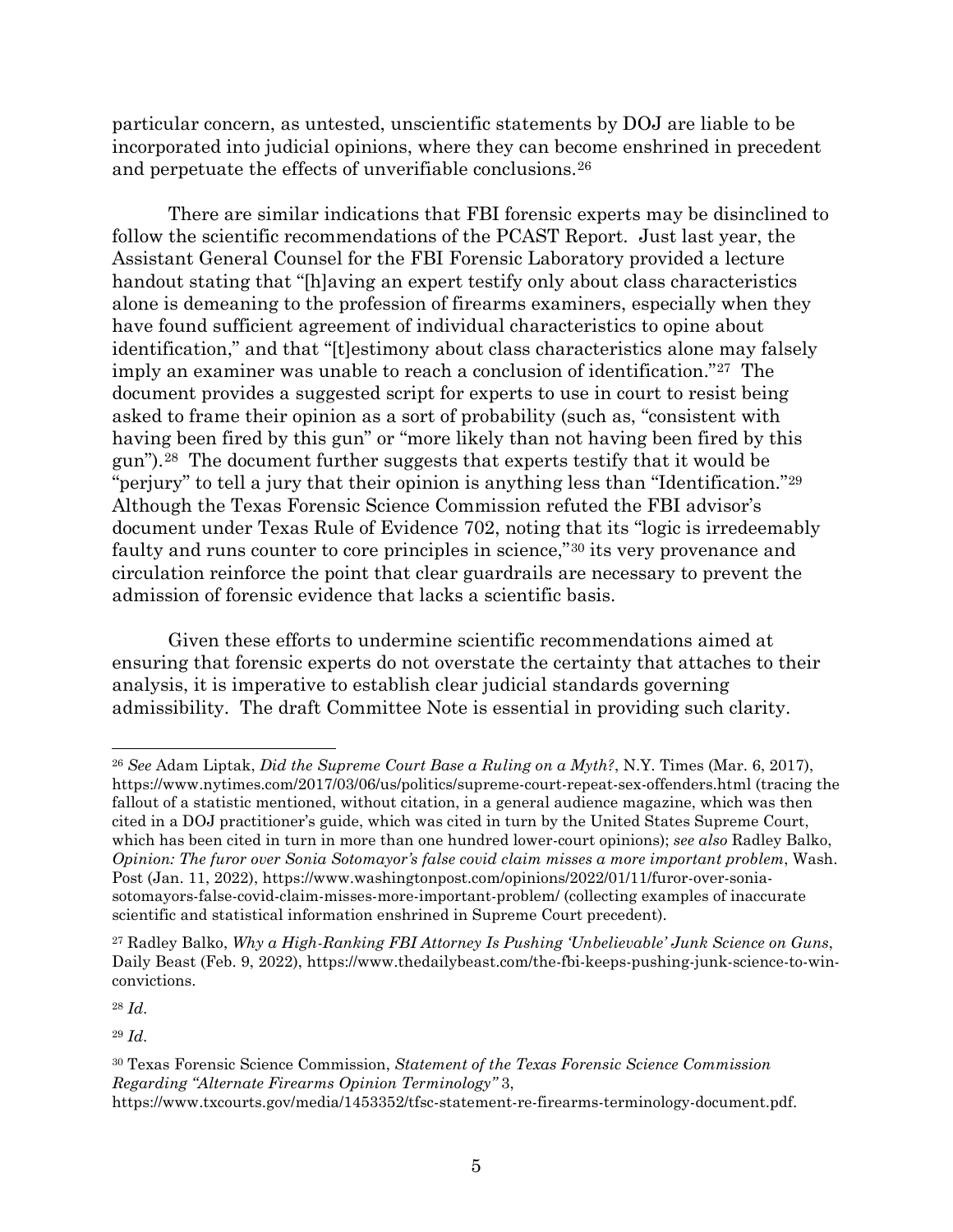particular concern, as untested, unscientific statements by DOJ are liable to be incorporated into judicial opinions, where they can become enshrined in precedent and perpetuate the effects of unverifiable conclusions.[26]

There are similar indications that FBI forensic experts may be disinclined to follow the scientific recommendations of the PCAST Report. Just last year, the Assistant General Counsel for the FBI Forensic Laboratory provided a lecture handout stating that "[h]aving an expert testify only about class characteristics alone is demeaning to the profession of firearms examiners, especially when they have found sufficient agreement of individual characteristics to opine about identification," and that "[t]estimony about class characteristics alone may falsely imply an examiner was unable to reach a conclusion of identification."[27] The document provides a suggested script for experts to use in court to resist being asked to frame their opinion as a sort of probability (such as, "consistent with having been fired by this gun" or "more likely than not having been fired by this gun").[28] The document further suggests that experts testify that it would be "perjury" to tell a jury that their opinion is anything less than "Identification."[29] Although the Texas Forensic Science Commission refuted the FBI advisor's document under Texas Rule of Evidence 702, noting that its "logic is irredeemably faulty and runs counter to core principles in science,"[30] its very provenance and circulation reinforce the point that clear guardrails are necessary to prevent the admission of forensic evidence that lacks a scientific basis.

Given these efforts to undermine scientific recommendations aimed at ensuring that forensic experts do not overstate the certainty that attaches to their analysis, it is imperative to establish clear judicial standards governing admissibility. The draft Committee Note is essential in providing such clarity.

---

[26] *See* Adam Liptak, *Did the Supreme Court Base a Ruling on a Myth?*, N.Y. Times (Mar. 6, 2017), https://www.nytimes.com/2017/03/06/us/politics/supreme-court-repeat-sex-offenders.html (tracing the fallout of a statistic mentioned, without citation, in a general audience magazine, which was then cited in a DOJ practitioner's guide, which was cited in turn by the United States Supreme Court, which has been cited in turn in more than one hundred lower-court opinions); *see also* Radley Balko, *Opinion: The furor over Sonia Sotomayor's false covid claim misses a more important problem*, Wash. Post (Jan. 11, 2022), https://www.washingtonpost.com/opinions/2022/01/11/furor-over-sonia-sotomayors-false-covid-claim-misses-more-important-problem/ (collecting examples of inaccurate scientific and statistical information enshrined in Supreme Court precedent).

[27] Radley Balko, *Why a High-Ranking FBI Attorney Is Pushing 'Unbelievable' Junk Science on Guns*, Daily Beast (Feb. 9, 2022), https://www.thedailybeast.com/the-fbi-keeps-pushing-junk-science-to-win-convictions.

[28] *Id.*

[29] *Id.*

[30] Texas Forensic Science Commission, *Statement of the Texas Forensic Science Commission Regarding "Alternate Firearms Opinion Terminology"* 3, https://www.txcourts.gov/media/1453352/tfsc-statement-re-firearms-terminology-document.pdf.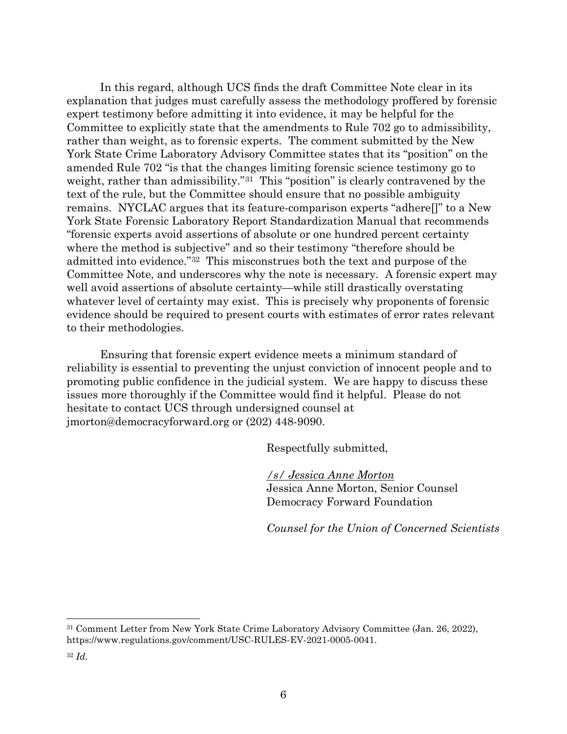In this regard, although UCS finds the draft Committee Note clear in its explanation that judges must carefully assess the methodology proffered by forensic expert testimony before admitting it into evidence, it may be helpful for the Committee to explicitly state that the amendments to Rule 702 go to admissibility, rather than weight, as to forensic experts. The comment submitted by the New York State Crime Laboratory Advisory Committee states that its "position" on the amended Rule 702 "is that the changes limiting forensic science testimony go to weight, rather than admissibility."[31] This "position" is clearly contravened by the text of the rule, but the Committee should ensure that no possible ambiguity remains. NYCLAC argues that its feature-comparison experts "adhere[]" to a New York State Forensic Laboratory Report Standardization Manual that recommends "forensic experts avoid assertions of absolute or one hundred percent certainty where the method is subjective" and so their testimony "therefore should be admitted into evidence."[32] This misconstrues both the text and purpose of the Committee Note, and underscores why the note is necessary. A forensic expert may well avoid assertions of absolute certainty—while still drastically overstating whatever level of certainty may exist. This is precisely why proponents of forensic evidence should be required to present courts with estimates of error rates relevant to their methodologies.

Ensuring that forensic expert evidence meets a minimum standard of reliability is essential to preventing the unjust conviction of innocent people and to promoting public confidence in the judicial system. We are happy to discuss these issues more thoroughly if the Committee would find it helpful. Please do not hesitate to contact UCS through undersigned counsel at jmorton@democracyforward.org or (202) 448-9090.

Respectfully submitted,

*<u>/s/ Jessica Anne Morton</u>*
Jessica Anne Morton, Senior Counsel
Democracy Forward Foundation

*Counsel for the Union of Concerned Scientists*

---

[31] Comment Letter from New York State Crime Laboratory Advisory Committee (Jan. 26, 2022), https://www.regulations.gov/comment/USC-RULES-EV-2021-0005-0041.

[32] *Id.*